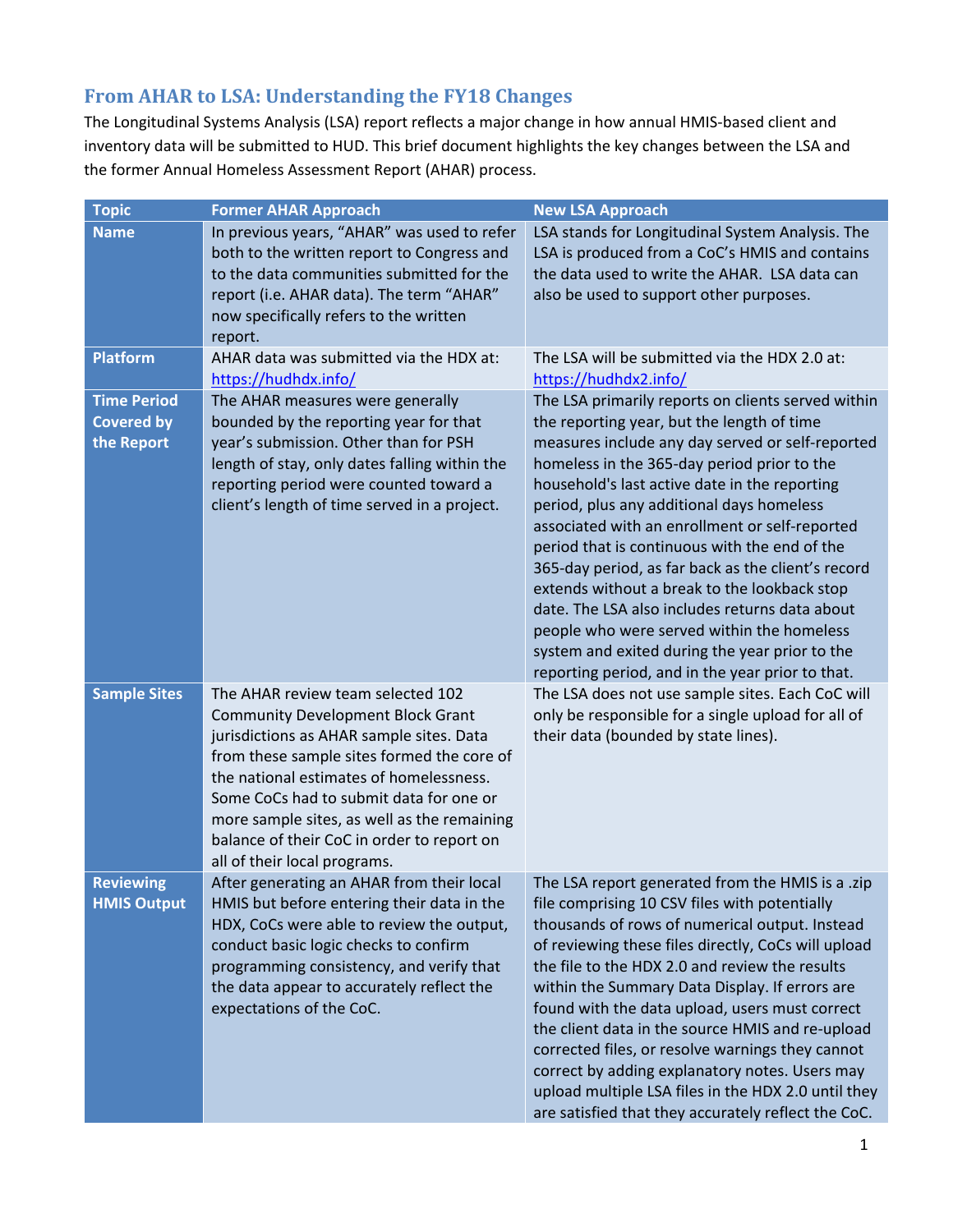## From AHAR to LSA: Understanding the FY18 Changes

The Longitudinal Systems Analysis (LSA) report reflects a major change in how annual HMIS-based client and inventory data will be submitted to HUD. This brief document highlights the key changes between the LSA and the former Annual Homeless Assessment Report (AHAR) process.

| Topic | Former AHAR Approach | New LSA Approach |
|---|---|---|
| **Name** | In previous years, "AHAR" was used to refer both to the written report to Congress and to the data communities submitted for the report (i.e. AHAR data). The term "AHAR" now specifically refers to the written report. | LSA stands for Longitudinal System Analysis. The LSA is produced from a CoC's HMIS and contains the data used to write the AHAR. LSA data can also be used to support other purposes. |
| **Platform** | AHAR data was submitted via the HDX at: https://hudhdx.info/ | The LSA will be submitted via the HDX 2.0 at: https://hudhdx2.info/ |
| **Time Period Covered by the Report** | The AHAR measures were generally bounded by the reporting year for that year's submission. Other than for PSH length of stay, only dates falling within the reporting period were counted toward a client's length of time served in a project. | The LSA primarily reports on clients served within the reporting year, but the length of time measures include any day served or self-reported homeless in the 365-day period prior to the household's last active date in the reporting period, plus any additional days homeless associated with an enrollment or self-reported period that is continuous with the end of the 365-day period, as far back as the client's record extends without a break to the lookback stop date. The LSA also includes returns data about people who were served within the homeless system and exited during the year prior to the reporting period, and in the year prior to that. |
| **Sample Sites** | The AHAR review team selected 102 Community Development Block Grant jurisdictions as AHAR sample sites. Data from these sample sites formed the core of the national estimates of homelessness. Some CoCs had to submit data for one or more sample sites, as well as the remaining balance of their CoC in order to report on all of their local programs. | The LSA does not use sample sites. Each CoC will only be responsible for a single upload for all of their data (bounded by state lines). |
| **Reviewing HMIS Output** | After generating an AHAR from their local HMIS but before entering their data in the HDX, CoCs were able to review the output, conduct basic logic checks to confirm programming consistency, and verify that the data appear to accurately reflect the expectations of the CoC. | The LSA report generated from the HMIS is a .zip file comprising 10 CSV files with potentially thousands of rows of numerical output. Instead of reviewing these files directly, CoCs will upload the file to the HDX 2.0 and review the results within the Summary Data Display. If errors are found with the data upload, users must correct the client data in the source HMIS and re-upload corrected files, or resolve warnings they cannot correct by adding explanatory notes. Users may upload multiple LSA files in the HDX 2.0 until they are satisfied that they accurately reflect the CoC. |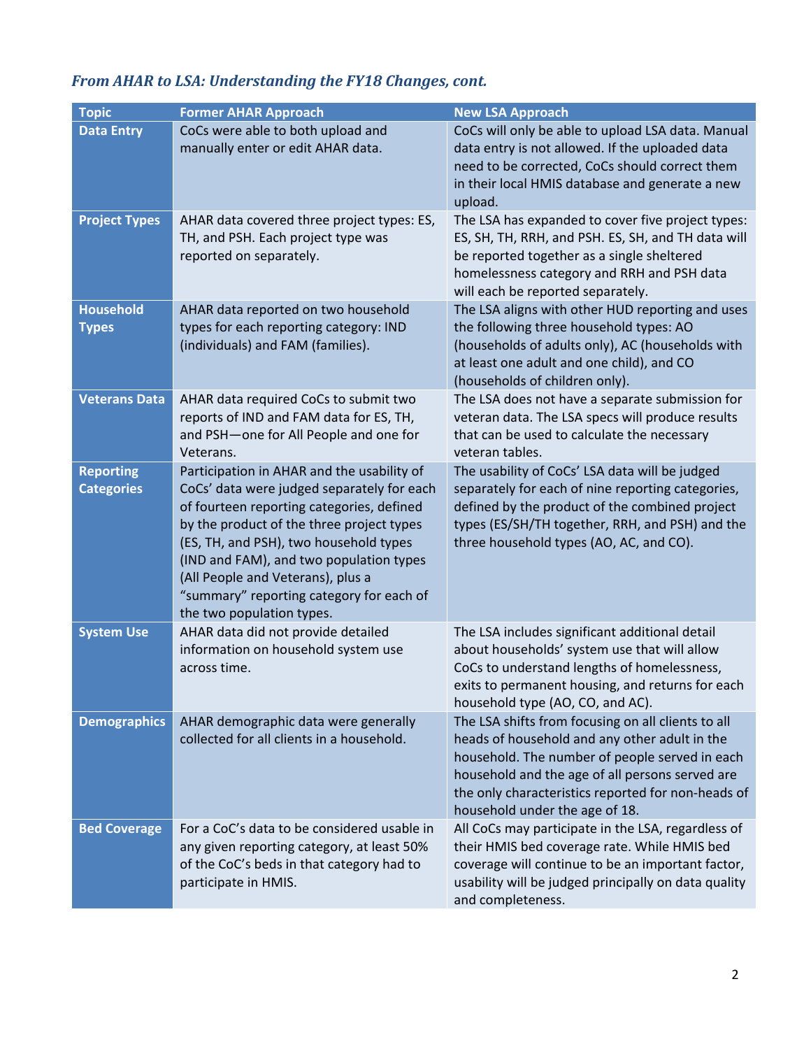### *From AHAR to LSA: Understanding the FY18 Changes, cont.*

| Topic | Former AHAR Approach | New LSA Approach |
|---|---|---|
| **Data Entry** | CoCs were able to both upload and manually enter or edit AHAR data. | CoCs will only be able to upload LSA data. Manual data entry is not allowed. If the uploaded data need to be corrected, CoCs should correct them in their local HMIS database and generate a new upload. |
| **Project Types** | AHAR data covered three project types: ES, TH, and PSH. Each project type was reported on separately. | The LSA has expanded to cover five project types: ES, SH, TH, RRH, and PSH. ES, SH, and TH data will be reported together as a single sheltered homelessness category and RRH and PSH data will each be reported separately. |
| **Household Types** | AHAR data reported on two household types for each reporting category: IND (individuals) and FAM (families). | The LSA aligns with other HUD reporting and uses the following three household types: AO (households of adults only), AC (households with at least one adult and one child), and CO (households of children only). |
| **Veterans Data** | AHAR data required CoCs to submit two reports of IND and FAM data for ES, TH, and PSH—one for All People and one for Veterans. | The LSA does not have a separate submission for veteran data. The LSA specs will produce results that can be used to calculate the necessary veteran tables. |
| **Reporting Categories** | Participation in AHAR and the usability of CoCs' data were judged separately for each of fourteen reporting categories, defined by the product of the three project types (ES, TH, and PSH), two household types (IND and FAM), and two population types (All People and Veterans), plus a "summary" reporting category for each of the two population types. | The usability of CoCs' LSA data will be judged separately for each of nine reporting categories, defined by the product of the combined project types (ES/SH/TH together, RRH, and PSH) and the three household types (AO, AC, and CO). |
| **System Use** | AHAR data did not provide detailed information on household system use across time. | The LSA includes significant additional detail about households' system use that will allow CoCs to understand lengths of homelessness, exits to permanent housing, and returns for each household type (AO, CO, and AC). |
| **Demographics** | AHAR demographic data were generally collected for all clients in a household. | The LSA shifts from focusing on all clients to all heads of household and any other adult in the household. The number of people served in each household and the age of all persons served are the only characteristics reported for non-heads of household under the age of 18. |
| **Bed Coverage** | For a CoC's data to be considered usable in any given reporting category, at least 50% of the CoC's beds in that category had to participate in HMIS. | All CoCs may participate in the LSA, regardless of their HMIS bed coverage rate. While HMIS bed coverage will continue to be an important factor, usability will be judged principally on data quality and completeness. |